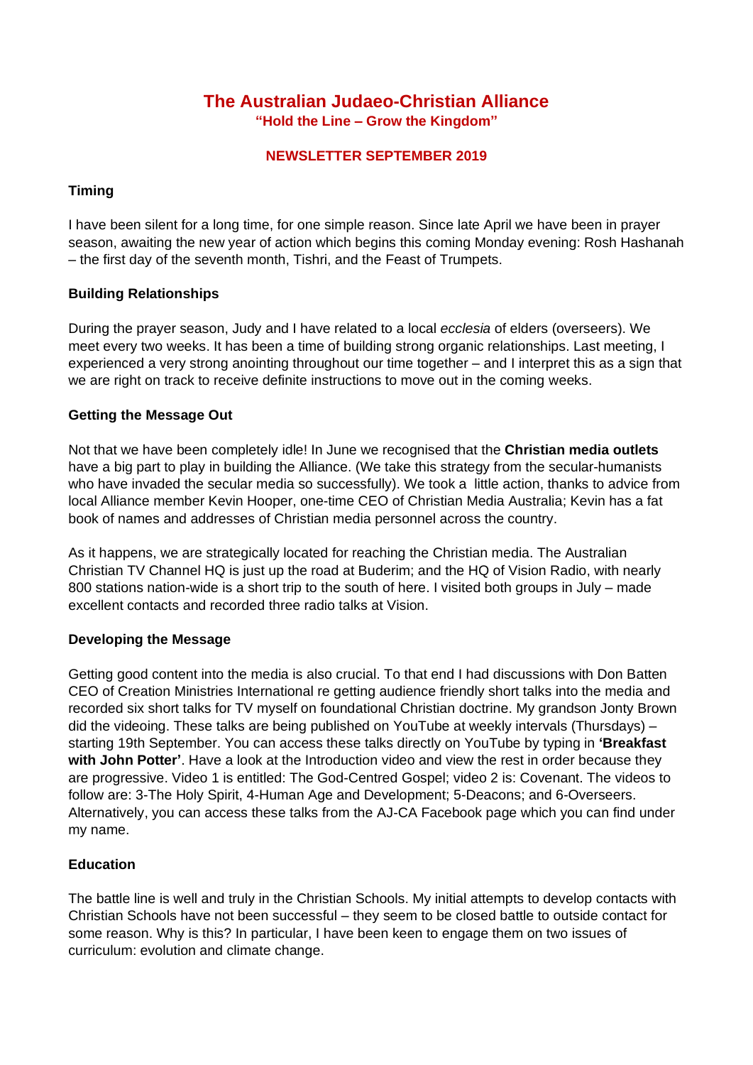# The Australian Judaeo-Christian Alliance

**"Hold the Line – Grow the Kingdom"**

**NEWSLETTER SEPTEMBER 2019**

### Timing

I have been silent for a long time, for one simple reason. Since late April we have been in prayer season, awaiting the new year of action which begins this coming Monday evening: Rosh Hashanah – the first day of the seventh month, Tishri, and the Feast of Trumpets.

### Building Relationships

During the prayer season, Judy and I have related to a local *ecclesia* of elders (overseers). We meet every two weeks. It has been a time of building strong organic relationships. Last meeting, I experienced a very strong anointing throughout our time together – and I interpret this as a sign that we are right on track to receive definite instructions to move out in the coming weeks.

### Getting the Message Out

Not that we have been completely idle! In June we recognised that the **Christian media outlets** have a big part to play in building the Alliance. (We take this strategy from the secular-humanists who have invaded the secular media so successfully). We took a little action, thanks to advice from local Alliance member Kevin Hooper, one-time CEO of Christian Media Australia; Kevin has a fat book of names and addresses of Christian media personnel across the country.

As it happens, we are strategically located for reaching the Christian media. The Australian Christian TV Channel HQ is just up the road at Buderim; and the HQ of Vision Radio, with nearly 800 stations nation-wide is a short trip to the south of here. I visited both groups in July – made excellent contacts and recorded three radio talks at Vision.

### Developing the Message

Getting good content into the media is also crucial. To that end I had discussions with Don Batten CEO of Creation Ministries International re getting audience friendly short talks into the media and recorded six short talks for TV myself on foundational Christian doctrine. My grandson Jonty Brown did the videoing. These talks are being published on YouTube at weekly intervals (Thursdays) – starting 19th September. You can access these talks directly on YouTube by typing in **'Breakfast with John Potter'**. Have a look at the Introduction video and view the rest in order because they are progressive. Video 1 is entitled: The God-Centred Gospel; video 2 is: Covenant. The videos to follow are: 3-The Holy Spirit, 4-Human Age and Development; 5-Deacons; and 6-Overseers. Alternatively, you can access these talks from the AJ-CA Facebook page which you can find under my name.

### Education

The battle line is well and truly in the Christian Schools. My initial attempts to develop contacts with Christian Schools have not been successful – they seem to be closed battle to outside contact for some reason. Why is this? In particular, I have been keen to engage them on two issues of curriculum: evolution and climate change.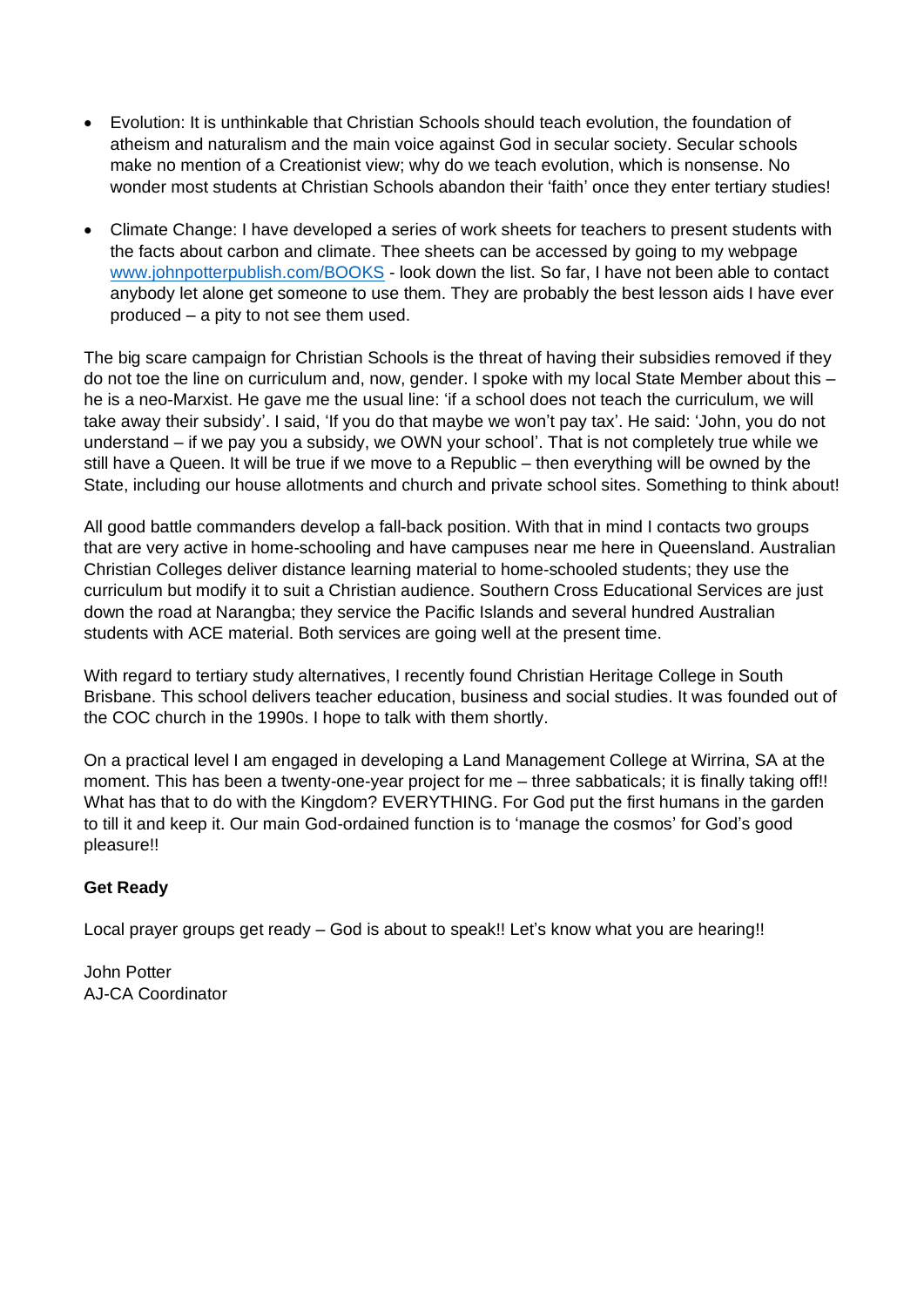- Evolution: It is unthinkable that Christian Schools should teach evolution, the foundation of atheism and naturalism and the main voice against God in secular society. Secular schools make no mention of a Creationist view; why do we teach evolution, which is nonsense. No wonder most students at Christian Schools abandon their 'faith' once they enter tertiary studies!

- Climate Change: I have developed a series of work sheets for teachers to present students with the facts about carbon and climate. Thee sheets can be accessed by going to my webpage [www.johnpotterpublish.com/BOOKS](www.johnpotterpublish.com/BOOKS) - look down the list. So far, I have not been able to contact anybody let alone get someone to use them. They are probably the best lesson aids I have ever produced – a pity to not see them used.

The big scare campaign for Christian Schools is the threat of having their subsidies removed if they do not toe the line on curriculum and, now, gender. I spoke with my local State Member about this – he is a neo-Marxist. He gave me the usual line: 'if a school does not teach the curriculum, we will take away their subsidy'. I said, 'If you do that maybe we won't pay tax'. He said: 'John, you do not understand – if we pay you a subsidy, we OWN your school'. That is not completely true while we still have a Queen. It will be true if we move to a Republic – then everything will be owned by the State, including our house allotments and church and private school sites. Something to think about!

All good battle commanders develop a fall-back position. With that in mind I contacts two groups that are very active in home-schooling and have campuses near me here in Queensland. Australian Christian Colleges deliver distance learning material to home-schooled students; they use the curriculum but modify it to suit a Christian audience. Southern Cross Educational Services are just down the road at Narangba; they service the Pacific Islands and several hundred Australian students with ACE material. Both services are going well at the present time.

With regard to tertiary study alternatives, I recently found Christian Heritage College in South Brisbane. This school delivers teacher education, business and social studies. It was founded out of the COC church in the 1990s. I hope to talk with them shortly.

On a practical level I am engaged in developing a Land Management College at Wirrina, SA at the moment. This has been a twenty-one-year project for me – three sabbaticals; it is finally taking off!! What has that to do with the Kingdom? EVERYTHING. For God put the first humans in the garden to till it and keep it. Our main God-ordained function is to 'manage the cosmos' for God's good pleasure!!

**Get Ready**

Local prayer groups get ready – God is about to speak!! Let's know what you are hearing!!

John Potter
AJ-CA Coordinator